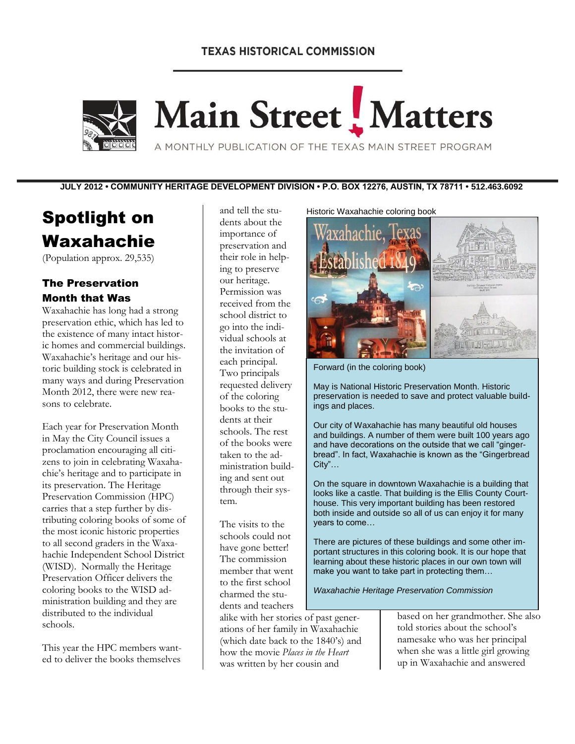TEXAS HISTORICAL COMMISSION

# Main Street ! Matters

A MONTHLY PUBLICATION OF THE TEXAS MAIN STREET PROGRAM

**JULY 2012 • COMMUNITY HERITAGE DEVELOPMENT DIVISION • P.O. BOX 12276, AUSTIN, TX 78711 • 512.463.6092**

## Spotlight on Waxahachie

(Population approx. 29,535)

### The Preservation Month that Was

Waxahachie has long had a strong preservation ethic, which has led to the existence of many intact historic homes and commercial buildings. Waxahachie's heritage and our historic building stock is celebrated in many ways and during Preservation Month 2012, there were new reasons to celebrate.

Each year for Preservation Month in May the City Council issues a proclamation encouraging all citizens to join in celebrating Waxahachie's heritage and to participate in its preservation. The Heritage Preservation Commission (HPC) carries that a step further by distributing coloring books of some of the most iconic historic properties to all second graders in the Waxahachie Independent School District (WISD). Normally the Heritage Preservation Officer delivers the coloring books to the WISD administration building and they are distributed to the individual schools.

This year the HPC members wanted to deliver the books themselves and tell the students about the importance of preservation and their role in helping to preserve our heritage. Permission was received from the school district to go into the individual schools at the invitation of each principal. Two principals requested delivery of the coloring books to the students at their schools. The rest of the books were taken to the administration building and sent out through their system.

The visits to the schools could not have gone better! The commission member that went to the first school charmed the students and teachers alike with her stories of past generations of her family in Waxahachie (which date back to the 1840's) and how the movie *Places in the Heart* was written by her cousin and based on her grandmother. She also told stories about the school's namesake who was her principal when she was a little girl growing up in Waxahachie and answered

Historic Waxahachie coloring book

Forward (in the coloring book)

May is National Historic Preservation Month. Historic preservation is needed to save and protect valuable buildings and places.

Our city of Waxahachie has many beautiful old houses and buildings. A number of them were built 100 years ago and have decorations on the outside that we call "gingerbread". In fact, Waxahachie is known as the "Gingerbread City"…

On the square in downtown Waxahachie is a building that looks like a castle. That building is the Ellis County Courthouse. This very important building has been restored both inside and outside so all of us can enjoy it for many years to come…

There are pictures of these buildings and some other important structures in this coloring book. It is our hope that learning about these historic places in our own town will make you want to take part in protecting them…

*Waxahachie Heritage Preservation Commission*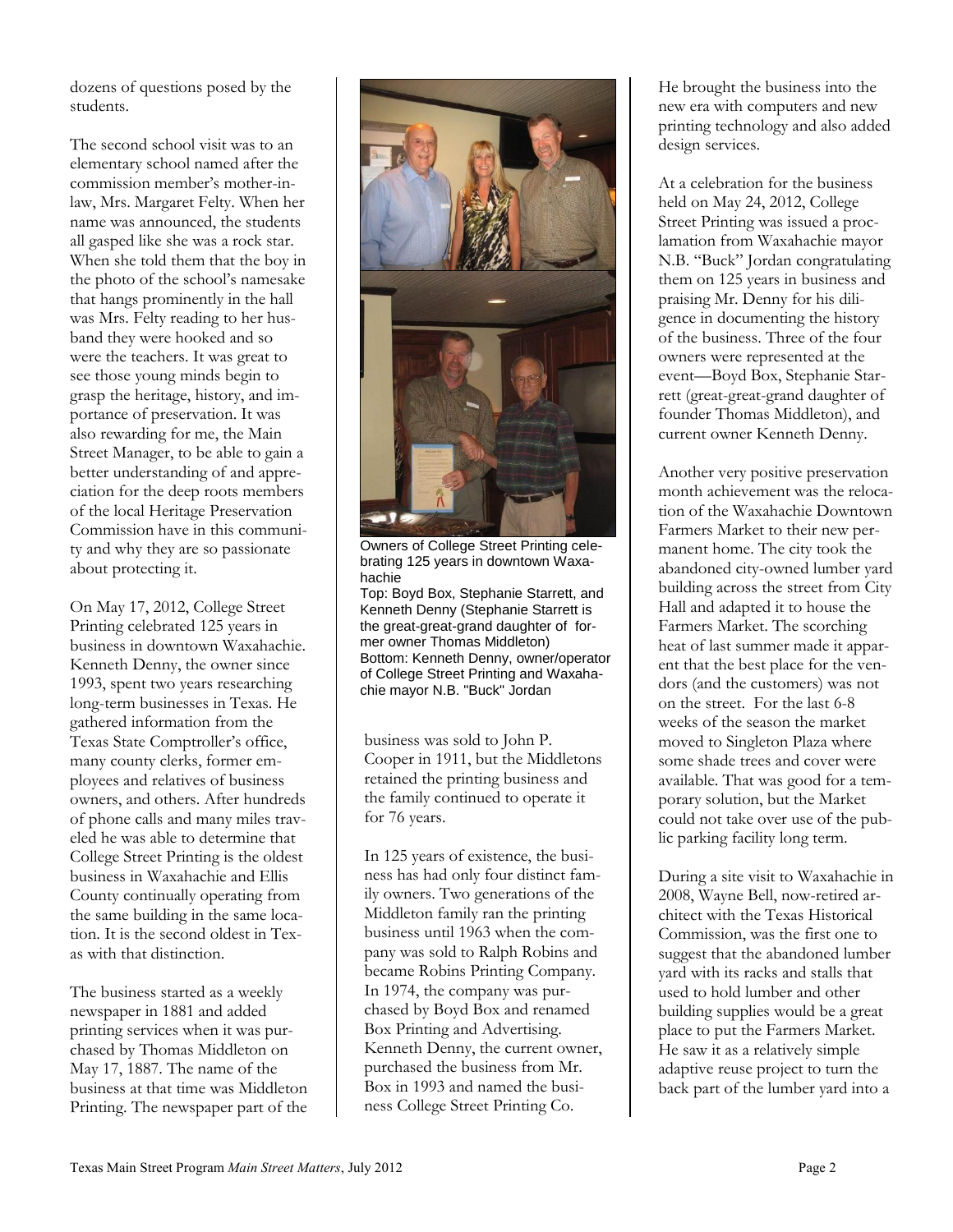dozens of questions posed by the students.

The second school visit was to an elementary school named after the commission member's mother-in-law, Mrs. Margaret Felty. When her name was announced, the students all gasped like she was a rock star. When she told them that the boy in the photo of the school's namesake that hangs prominently in the hall was Mrs. Felty reading to her husband they were hooked and so were the teachers. It was great to see those young minds begin to grasp the heritage, history, and importance of preservation. It was also rewarding for me, the Main Street Manager, to be able to gain a better understanding of and appreciation for the deep roots members of the local Heritage Preservation Commission have in this community and why they are so passionate about protecting it.

On May 17, 2012, College Street Printing celebrated 125 years in business in downtown Waxahachie. Kenneth Denny, the owner since 1993, spent two years researching long-term businesses in Texas. He gathered information from the Texas State Comptroller's office, many county clerks, former employees and relatives of business owners, and others. After hundreds of phone calls and many miles traveled he was able to determine that College Street Printing is the oldest business in Waxahachie and Ellis County continually operating from the same building in the same location. It is the second oldest in Texas with that distinction.

The business started as a weekly newspaper in 1881 and added printing services when it was purchased by Thomas Middleton on May 17, 1887. The name of the business at that time was Middleton Printing. The newspaper part of the business was sold to John P. Cooper in 1911, but the Middletons retained the printing business and the family continued to operate it for 76 years.

Owners of College Street Printing celebrating 125 years in downtown Waxahachie
Top: Boyd Box, Stephanie Starrett, and Kenneth Denny (Stephanie Starrett is the great-great-grand daughter of former owner Thomas Middleton)
Bottom: Kenneth Denny, owner/operator of College Street Printing and Waxahachie mayor N.B. "Buck" Jordan

In 125 years of existence, the business has had only four distinct family owners. Two generations of the Middleton family ran the printing business until 1963 when the company was sold to Ralph Robins and became Robins Printing Company. In 1974, the company was purchased by Boyd Box and renamed Box Printing and Advertising. Kenneth Denny, the current owner, purchased the business from Mr. Box in 1993 and named the business College Street Printing Co.

He brought the business into the new era with computers and new printing technology and also added design services.

At a celebration for the business held on May 24, 2012, College Street Printing was issued a proclamation from Waxahachie mayor N.B. "Buck" Jordan congratulating them on 125 years in business and praising Mr. Denny for his diligence in documenting the history of the business. Three of the four owners were represented at the event—Boyd Box, Stephanie Starrett (great-great-grand daughter of founder Thomas Middleton), and current owner Kenneth Denny.

Another very positive preservation month achievement was the relocation of the Waxahachie Downtown Farmers Market to their new permanent home. The city took the abandoned city-owned lumber yard building across the street from City Hall and adapted it to house the Farmers Market. The scorching heat of last summer made it apparent that the best place for the vendors (and the customers) was not on the street. For the last 6-8 weeks of the season the market moved to Singleton Plaza where some shade trees and cover were available. That was good for a temporary solution, but the Market could not take over use of the public parking facility long term.

During a site visit to Waxahachie in 2008, Wayne Bell, now-retired architect with the Texas Historical Commission, was the first one to suggest that the abandoned lumber yard with its racks and stalls that used to hold lumber and other building supplies would be a great place to put the Farmers Market. He saw it as a relatively simple adaptive reuse project to turn the back part of the lumber yard into a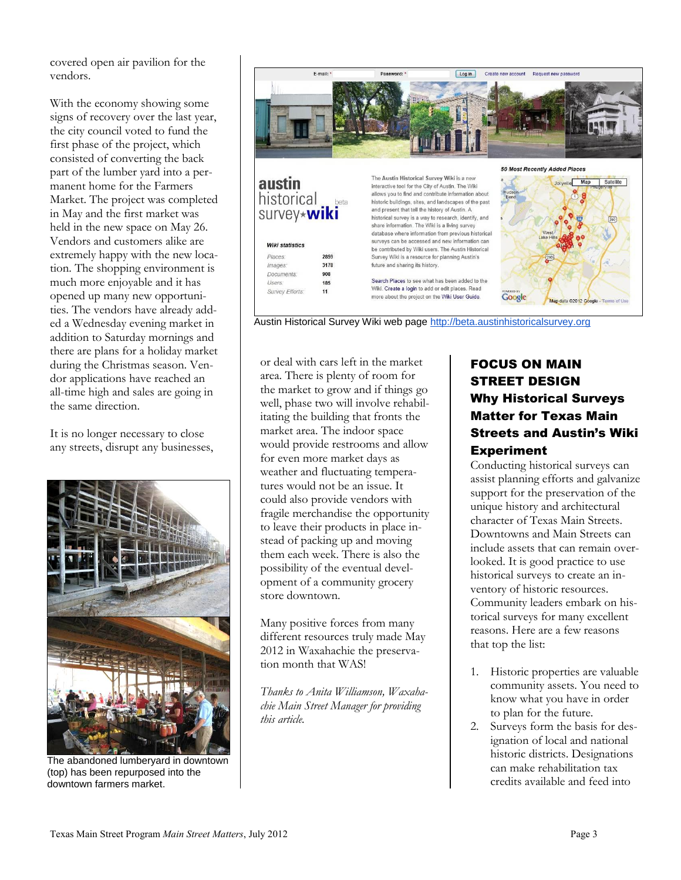covered open air pavilion for the vendors.

With the economy showing some signs of recovery over the last year, the city council voted to fund the first phase of the project, which consisted of converting the back part of the lumber yard into a permanent home for the Farmers Market. The project was completed in May and the first market was held in the new space on May 26. Vendors and customers alike are extremely happy with the new location. The shopping environment is much more enjoyable and it has opened up many new opportunities. The vendors have already added a Wednesday evening market in addition to Saturday mornings and there are plans for a holiday market during the Christmas season. Vendor applications have reached an all-time high and sales are going in the same direction.

It is no longer necessary to close any streets, disrupt any businesses, or deal with cars left in the market area. There is plenty of room for the market to grow and if things go well, phase two will involve rehabilitating the building that fronts the market area. The indoor space would provide restrooms and allow for even more market days as weather and fluctuating temperatures would not be an issue. It could also provide vendors with fragile merchandise the opportunity to leave their products in place instead of packing up and moving them each week. There is also the possibility of the eventual development of a community grocery store downtown.

Many positive forces from many different resources truly made May 2012 in Waxahachie the preservation month that WAS!

*Thanks to Anita Williamson, Waxahachie Main Street Manager for providing this article.*

The abandoned lumberyard in downtown (top) has been repurposed into the downtown farmers market.

Austin Historical Survey Wiki web page http://beta.austinhistoricalsurvey.org

## FOCUS ON MAIN STREET DESIGN

### Why Historical Surveys Matter for Texas Main Streets and Austin's Wiki Experiment

Conducting historical surveys can assist planning efforts and galvanize support for the preservation of the unique history and architectural character of Texas Main Streets. Downtowns and Main Streets can include assets that can remain overlooked. It is good practice to use historical surveys to create an inventory of historic resources. Community leaders embark on historical surveys for many excellent reasons. Here are a few reasons that top the list:

1. Historic properties are valuable community assets. You need to know what you have in order to plan for the future.
2. Surveys form the basis for designation of local and national historic districts. Designations can make rehabilitation tax credits available and feed into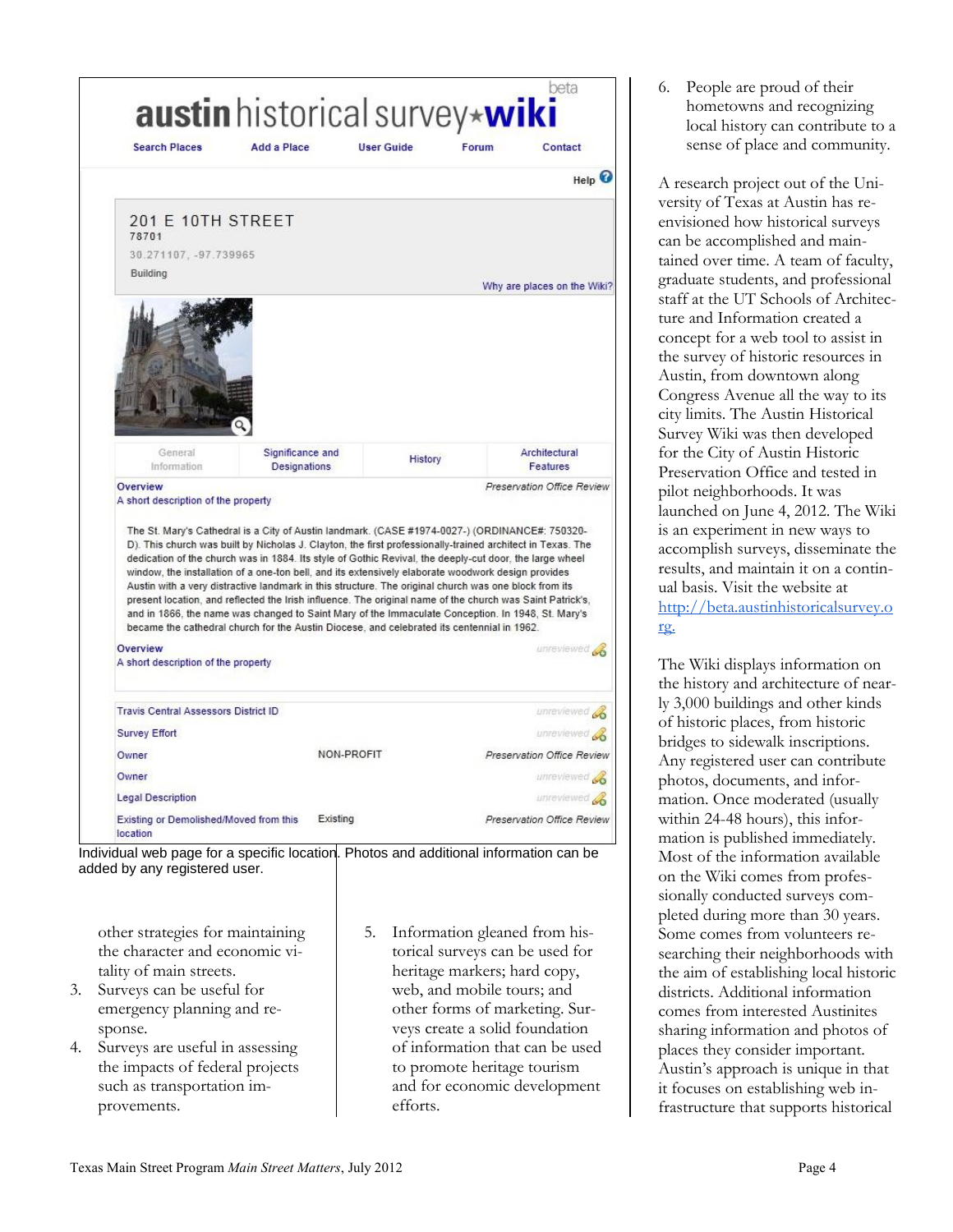**austin historical survey wiki** beta

Search Places | Add a Place | User Guide | Forum | Contact

Help

201 E 10TH STREET
78701
30.271107, -97.739965
Building

Why are places on the Wiki?

General Information | Significance and Designations | History | Architectural Features

Overview
A short description of the property — Preservation Office Review

The St. Mary's Cathedral is a City of Austin landmark. (CASE #1974-0027-) (ORDINANCE#: 750320-D). This church was built by Nicholas J. Clayton, the first professionally-trained architect in Texas. The dedication of the church was in 1884. Its style of Gothic Revival, the deeply-cut door, the large wheel window, the installation of a one-ton bell, and its extensively elaborate woodwork design provides Austin with a very distractive landmark in this structure. The original church was one block from its present location, and reflected the Irish influence. The original name of the church was Saint Patrick's, and in 1866, the name was changed to Saint Mary of the Immaculate Conception. In 1948, St. Mary's became the cathedral church for the Austin Diocese, and celebrated its centennial in 1962.

Overview
A short description of the property — unreviewed

| | | |
|---|---|---|
| Travis Central Assessors District ID | | unreviewed |
| Survey Effort | | unreviewed |
| Owner | NON-PROFIT | Preservation Office Review |
| Owner | | unreviewed |
| Legal Description | | unreviewed |
| Existing or Demolished/Moved from this location | Existing | Preservation Office Review |

Individual web page for a specific location. Photos and additional information can be added by any registered user.

other strategies for maintaining the character and economic vitality of main streets.

3. Surveys can be useful for emergency planning and response.
4. Surveys are useful in assessing the impacts of federal projects such as transportation improvements.
5. Information gleaned from historical surveys can be used for heritage markers; hard copy, web, and mobile tours; and other forms of marketing. Surveys create a solid foundation of information that can be used to promote heritage tourism and for economic development efforts.
6. People are proud of their hometowns and recognizing local history can contribute to a sense of place and community.

A research project out of the University of Texas at Austin has re-envisioned how historical surveys can be accomplished and maintained over time. A team of faculty, graduate students, and professional staff at the UT Schools of Architecture and Information created a concept for a web tool to assist in the survey of historic resources in Austin, from downtown along Congress Avenue all the way to its city limits. The Austin Historical Survey Wiki was then developed for the City of Austin Historic Preservation Office and tested in pilot neighborhoods. It was launched on June 4, 2012. The Wiki is an experiment in new ways to accomplish surveys, disseminate the results, and maintain it on a continual basis. Visit the website at http://beta.austinhistoricalsurvey.org.

The Wiki displays information on the history and architecture of nearly 3,000 buildings and other kinds of historic places, from historic bridges to sidewalk inscriptions. Any registered user can contribute photos, documents, and information. Once moderated (usually within 24-48 hours), this information is published immediately. Most of the information available on the Wiki comes from professionally conducted surveys completed during more than 30 years. Some comes from volunteers researching their neighborhoods with the aim of establishing local historic districts. Additional information comes from interested Austinites sharing information and photos of places they consider important. Austin's approach is unique in that it focuses on establishing web infrastructure that supports historical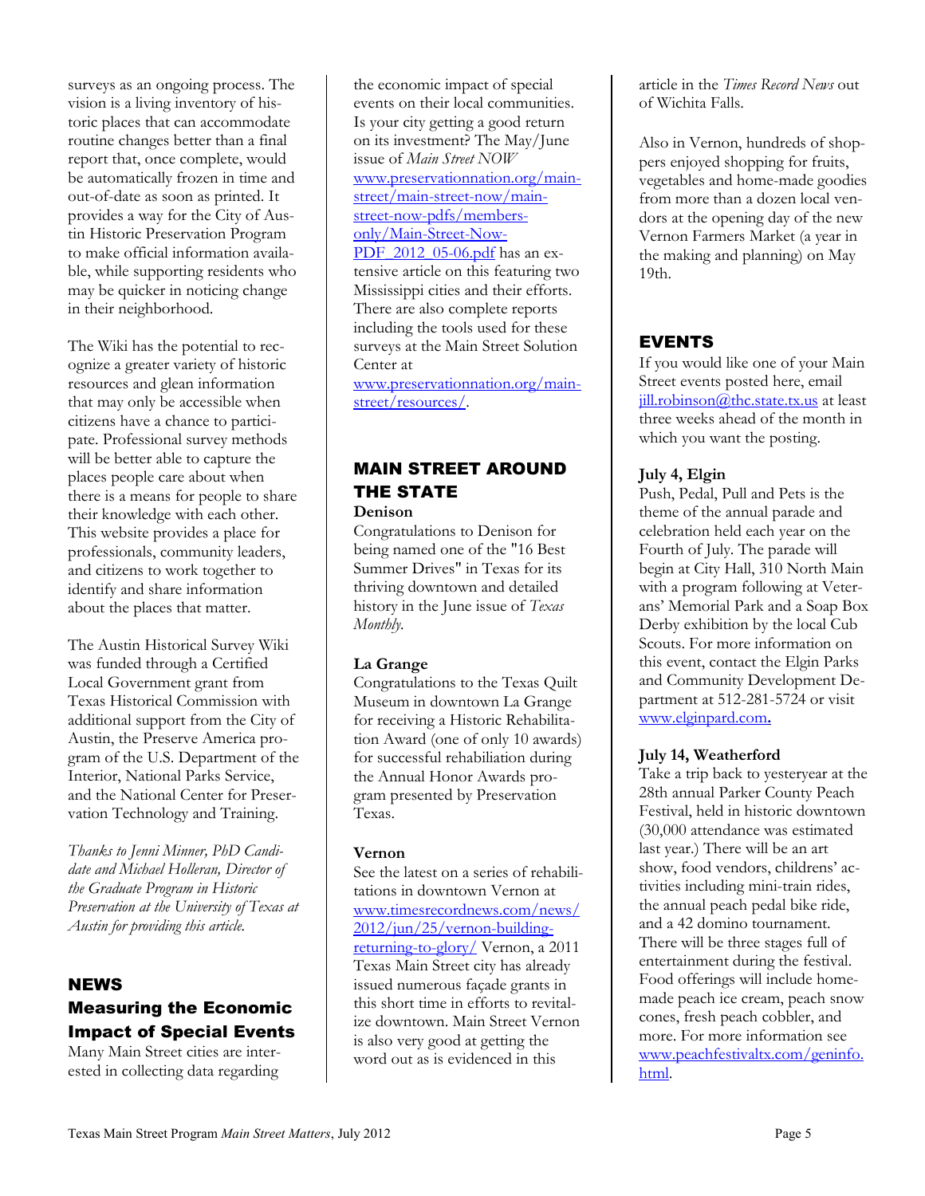surveys as an ongoing process. The vision is a living inventory of historic places that can accommodate routine changes better than a final report that, once complete, would be automatically frozen in time and out-of-date as soon as printed. It provides a way for the City of Austin Historic Preservation Program to make official information available, while supporting residents who may be quicker in noticing change in their neighborhood.

The Wiki has the potential to recognize a greater variety of historic resources and glean information that may only be accessible when citizens have a chance to participate. Professional survey methods will be better able to capture the places people care about when there is a means for people to share their knowledge with each other. This website provides a place for professionals, community leaders, and citizens to work together to identify and share information about the places that matter.

The Austin Historical Survey Wiki was funded through a Certified Local Government grant from Texas Historical Commission with additional support from the City of Austin, the Preserve America program of the U.S. Department of the Interior, National Parks Service, and the National Center for Preservation Technology and Training.

*Thanks to Jenni Minner, PhD Candidate and Michael Holleran, Director of the Graduate Program in Historic Preservation at the University of Texas at Austin for providing this article.*

## NEWS

### Measuring the Economic Impact of Special Events

Many Main Street cities are interested in collecting data regarding the economic impact of special events on their local communities. Is your city getting a good return on its investment? The May/June issue of *Main Street NOW* www.preservationnation.org/main-street/main-street-now/main-street-now-pdfs/members-only/Main-Street-Now-PDF_2012_05-06.pdf has an extensive article on this featuring two Mississippi cities and their efforts. There are also complete reports including the tools used for these surveys at the Main Street Solution Center at www.preservationnation.org/main-street/resources/.

## MAIN STREET AROUND THE STATE

**Denison**

Congratulations to Denison for being named one of the "16 Best Summer Drives" in Texas for its thriving downtown and detailed history in the June issue of *Texas Monthly.*

**La Grange**

Congratulations to the Texas Quilt Museum in downtown La Grange for receiving a Historic Rehabilitation Award (one of only 10 awards) for successful rehabiliation during the Annual Honor Awards program presented by Preservation Texas.

**Vernon**

See the latest on a series of rehabilitations in downtown Vernon at www.timesrecordnews.com/news/2012/jun/25/vernon-building-returning-to-glory/ Vernon, a 2011 Texas Main Street city has already issued numerous façade grants in this short time in efforts to revitalize downtown. Main Street Vernon is also very good at getting the word out as is evidenced in this article in the *Times Record News* out of Wichita Falls.

Also in Vernon, hundreds of shoppers enjoyed shopping for fruits, vegetables and home-made goodies from more than a dozen local vendors at the opening day of the new Vernon Farmers Market (a year in the making and planning) on May 19th.

## EVENTS

If you would like one of your Main Street events posted here, email jill.robinson@thc.state.tx.us at least three weeks ahead of the month in which you want the posting.

**July 4, Elgin**

Push, Pedal, Pull and Pets is the theme of the annual parade and celebration held each year on the Fourth of July. The parade will begin at City Hall, 310 North Main with a program following at Veterans' Memorial Park and a Soap Box Derby exhibition by the local Cub Scouts. For more information on this event, contact the Elgin Parks and Community Development Department at 512-281-5724 or visit www.elginpard.com.

**July 14, Weatherford**

Take a trip back to yesteryear at the 28th annual Parker County Peach Festival, held in historic downtown (30,000 attendance was estimated last year.) There will be an art show, food vendors, childrens' activities including mini-train rides, the annual peach pedal bike ride, and a 42 domino tournament. There will be three stages full of entertainment during the festival. Food offerings will include homemade peach ice cream, peach snow cones, fresh peach cobbler, and more. For more information see www.peachfestivaltx.com/geninfo.html.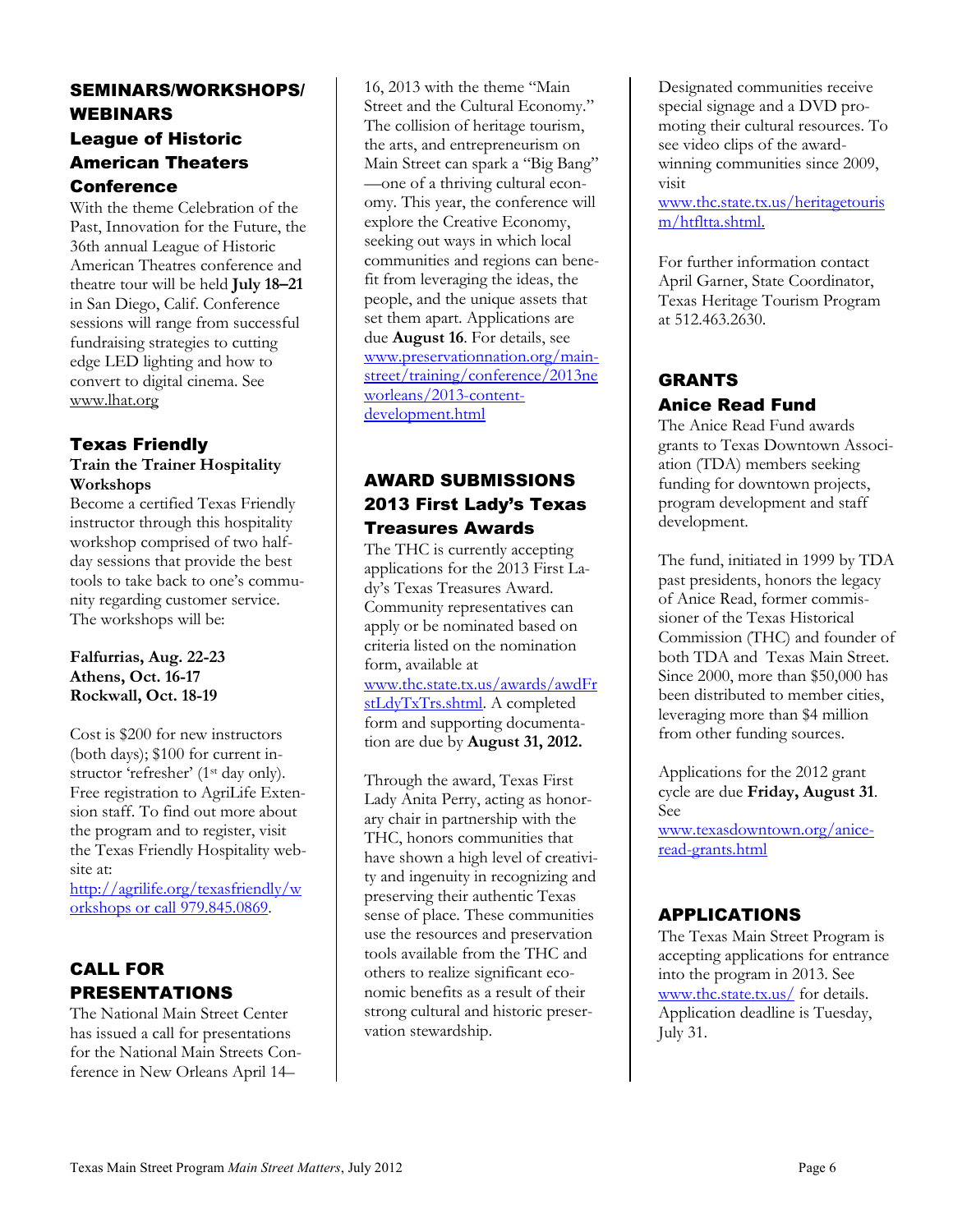## SEMINARS/WORKSHOPS/ WEBINARS

### League of Historic American Theaters Conference

With the theme Celebration of the Past, Innovation for the Future, the 36th annual League of Historic American Theatres conference and theatre tour will be held **July 18–21** in San Diego, Calif. Conference sessions will range from successful fundraising strategies to cutting edge LED lighting and how to convert to digital cinema. See www.lhat.org

### Texas Friendly

**Train the Trainer Hospitality Workshops**

Become a certified Texas Friendly instructor through this hospitality workshop comprised of two half-day sessions that provide the best tools to take back to one's community regarding customer service. The workshops will be:

**Falfurrias, Aug. 22-23**
**Athens, Oct. 16-17**
**Rockwall, Oct. 18-19**

Cost is $200 for new instructors (both days); $100 for current instructor 'refresher' (1st day only). Free registration to AgriLife Extension staff. To find out more about the program and to register, visit the Texas Friendly Hospitality website at: http://agrilife.org/texasfriendly/workshops or call 979.845.0869.

## CALL FOR PRESENTATIONS

The National Main Street Center has issued a call for presentations for the National Main Streets Conference in New Orleans April 14–16, 2013 with the theme "Main Street and the Cultural Economy." The collision of heritage tourism, the arts, and entrepreneurism on Main Street can spark a "Big Bang"—one of a thriving cultural economy. This year, the conference will explore the Creative Economy, seeking out ways in which local communities and regions can benefit from leveraging the ideas, the people, and the unique assets that set them apart. Applications are due **August 16**. For details, see www.preservationnation.org/main-street/training/conference/2013neworleans/2013-content-development.html

## AWARD SUBMISSIONS

### 2013 First Lady's Texas Treasures Awards

The THC is currently accepting applications for the 2013 First Lady's Texas Treasures Award. Community representatives can apply or be nominated based on criteria listed on the nomination form, available at www.thc.state.tx.us/awards/awdFrstLdyTxTrs.shtml. A completed form and supporting documentation are due by **August 31, 2012.**

Through the award, Texas First Lady Anita Perry, acting as honorary chair in partnership with the THC, honors communities that have shown a high level of creativity and ingenuity in recognizing and preserving their authentic Texas sense of place. These communities use the resources and preservation tools available from the THC and others to realize significant economic benefits as a result of their strong cultural and historic preservation stewardship.

Designated communities receive special signage and a DVD promoting their cultural resources. To see video clips of the award-winning communities since 2009, visit www.thc.state.tx.us/heritagetourism/htfltta.shtml.

For further information contact April Garner, State Coordinator, Texas Heritage Tourism Program at 512.463.2630.

## GRANTS

### Anice Read Fund

The Anice Read Fund awards grants to Texas Downtown Association (TDA) members seeking funding for downtown projects, program development and staff development.

The fund, initiated in 1999 by TDA past presidents, honors the legacy of Anice Read, former commissioner of the Texas Historical Commission (THC) and founder of both TDA and Texas Main Street. Since 2000, more than $50,000 has been distributed to member cities, leveraging more than $4 million from other funding sources.

Applications for the 2012 grant cycle are due **Friday, August 31**. See www.texasdowntown.org/anice-read-grants.html

## APPLICATIONS

The Texas Main Street Program is accepting applications for entrance into the program in 2013. See www.thc.state.tx.us/ for details. Application deadline is Tuesday, July 31.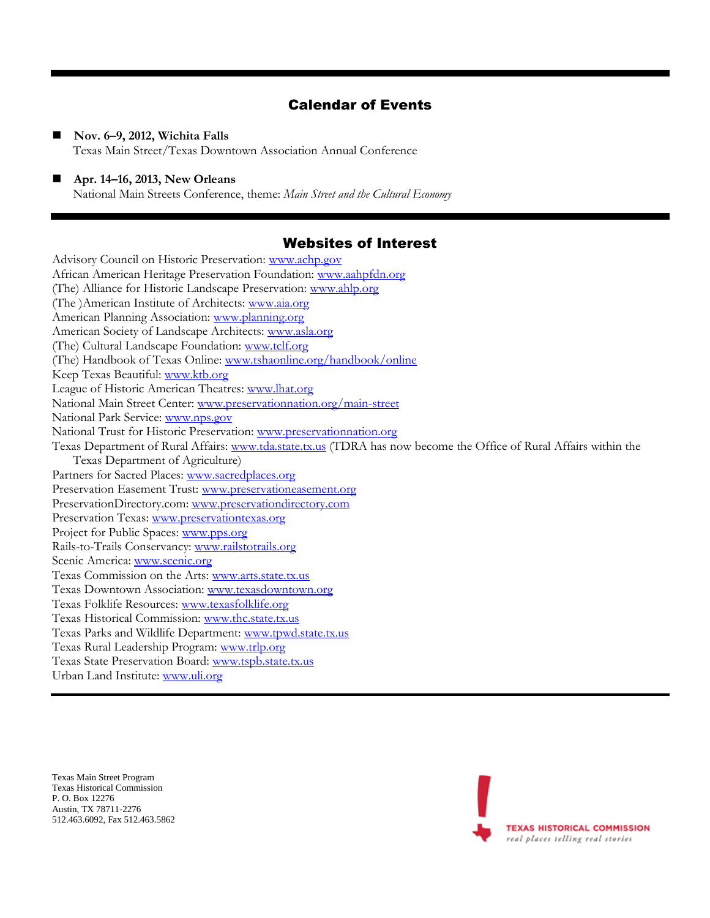## Calendar of Events

- **Nov. 6–9, 2012, Wichita Falls**
  Texas Main Street/Texas Downtown Association Annual Conference

- **Apr. 14–16, 2013, New Orleans**
  National Main Streets Conference, theme: *Main Street and the Cultural Economy*

## Websites of Interest

Advisory Council on Historic Preservation: www.achp.gov
African American Heritage Preservation Foundation: www.aahpfdn.org
(The) Alliance for Historic Landscape Preservation: www.ahlp.org
(The )American Institute of Architects: www.aia.org
American Planning Association: www.planning.org
American Society of Landscape Architects: www.asla.org
(The) Cultural Landscape Foundation: www.tclf.org
(The) Handbook of Texas Online: www.tshaonline.org/handbook/online
Keep Texas Beautiful: www.ktb.org
League of Historic American Theatres: www.lhat.org
National Main Street Center: www.preservationnation.org/main-street
National Park Service: www.nps.gov
National Trust for Historic Preservation: www.preservationnation.org
Texas Department of Rural Affairs: www.tda.state.tx.us (TDRA has now become the Office of Rural Affairs within the Texas Department of Agriculture)
Partners for Sacred Places: www.sacredplaces.org
Preservation Easement Trust: www.preservationeasement.org
PreservationDirectory.com: www.preservationdirectory.com
Preservation Texas: www.preservationtexas.org
Project for Public Spaces: www.pps.org
Rails-to-Trails Conservancy: www.railstotrails.org
Scenic America: www.scenic.org
Texas Commission on the Arts: www.arts.state.tx.us
Texas Downtown Association: www.texasdowntown.org
Texas Folklife Resources: www.texasfolklife.org
Texas Historical Commission: www.thc.state.tx.us
Texas Parks and Wildlife Department: www.tpwd.state.tx.us
Texas Rural Leadership Program: www.trlp.org
Texas State Preservation Board: www.tspb.state.tx.us
Urban Land Institute: www.uli.org

Texas Main Street Program
Texas Historical Commission
P. O. Box 12276
Austin, TX 78711-2276
512.463.6092, Fax 512.463.5862

TEXAS HISTORICAL COMMISSION
*real places telling real stories*